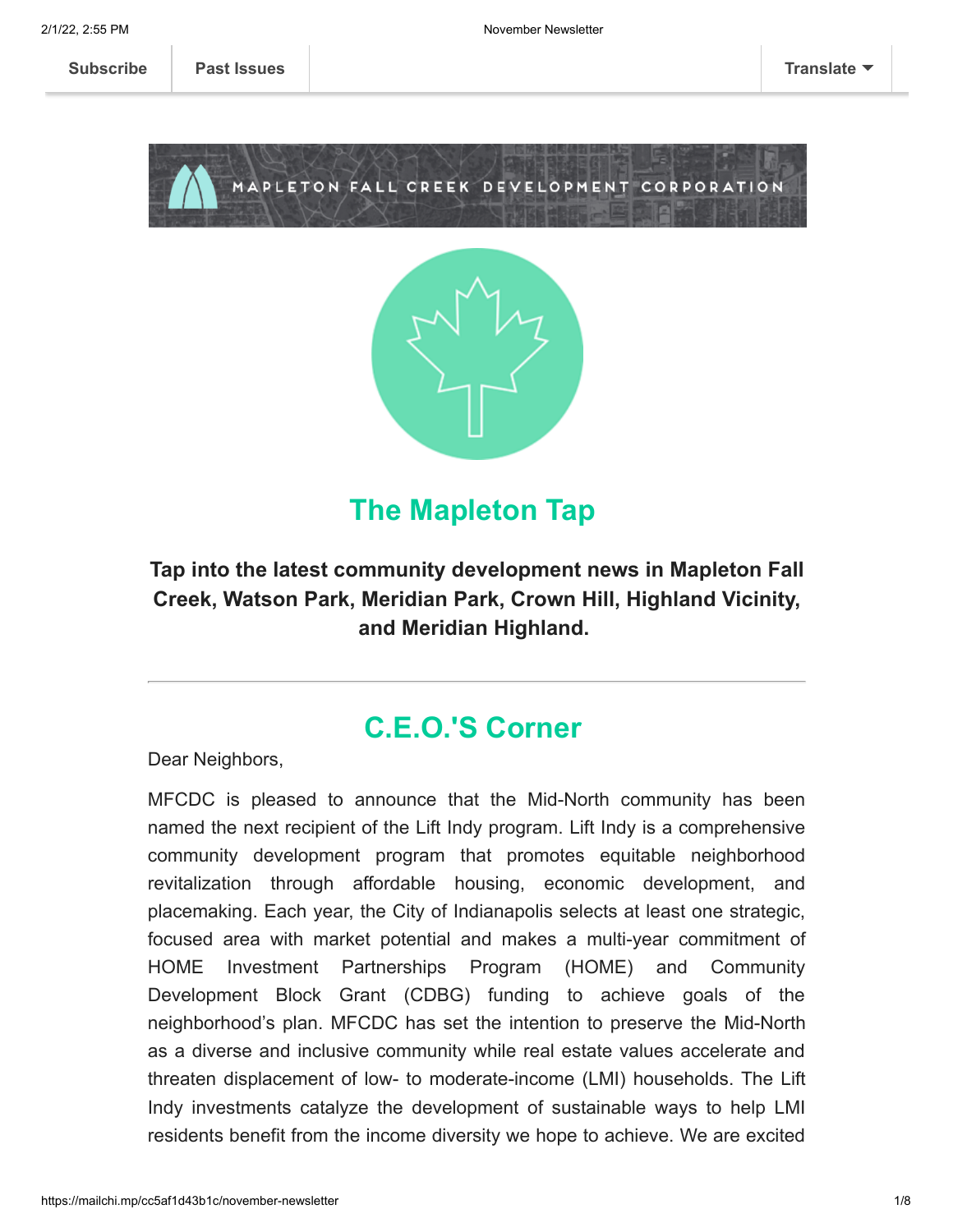Subscribe | Past Issues | Translate

MAPLETON FALL CREEK DEVELOPMENT CORPORATION

# The Mapleton Tap

**Tap into the latest community development news in Mapleton Fall Creek, Watson Park, Meridian Park, Crown Hill, Highland Vicinity, and Meridian Highland.**

---

## C.E.O.'S Corner

Dear Neighbors,

MFCDC is pleased to announce that the Mid-North community has been named the next recipient of the Lift Indy program. Lift Indy is a comprehensive community development program that promotes equitable neighborhood revitalization through affordable housing, economic development, and placemaking. Each year, the City of Indianapolis selects at least one strategic, focused area with market potential and makes a multi-year commitment of HOME Investment Partnerships Program (HOME) and Community Development Block Grant (CDBG) funding to achieve goals of the neighborhood's plan. MFCDC has set the intention to preserve the Mid-North as a diverse and inclusive community while real estate values accelerate and threaten displacement of low- to moderate-income (LMI) households. The Lift Indy investments catalyze the development of sustainable ways to help LMI residents benefit from the income diversity we hope to achieve. We are excited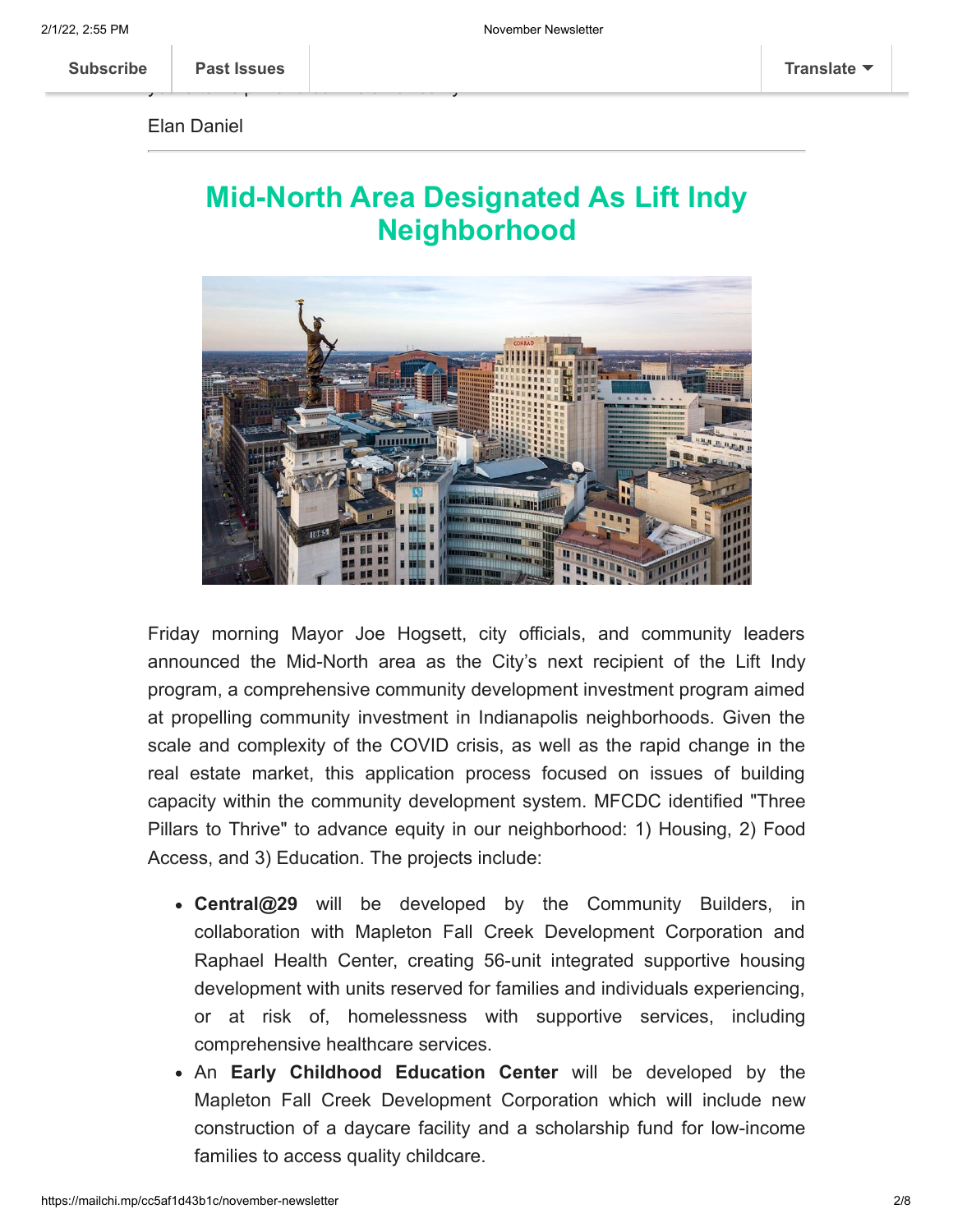Elan Daniel

---

## Mid-North Area Designated As Lift Indy Neighborhood

Friday morning Mayor Joe Hogsett, city officials, and community leaders announced the Mid-North area as the City's next recipient of the Lift Indy program, a comprehensive community development investment program aimed at propelling community investment in Indianapolis neighborhoods. Given the scale and complexity of the COVID crisis, as well as the rapid change in the real estate market, this application process focused on issues of building capacity within the community development system. MFCDC identified "Three Pillars to Thrive" to advance equity in our neighborhood: 1) Housing, 2) Food Access, and 3) Education. The projects include:

- **Central@29** will be developed by the Community Builders, in collaboration with Mapleton Fall Creek Development Corporation and Raphael Health Center, creating 56-unit integrated supportive housing development with units reserved for families and individuals experiencing, or at risk of, homelessness with supportive services, including comprehensive healthcare services.
- An **Early Childhood Education Center** will be developed by the Mapleton Fall Creek Development Corporation which will include new construction of a daycare facility and a scholarship fund for low-income families to access quality childcare.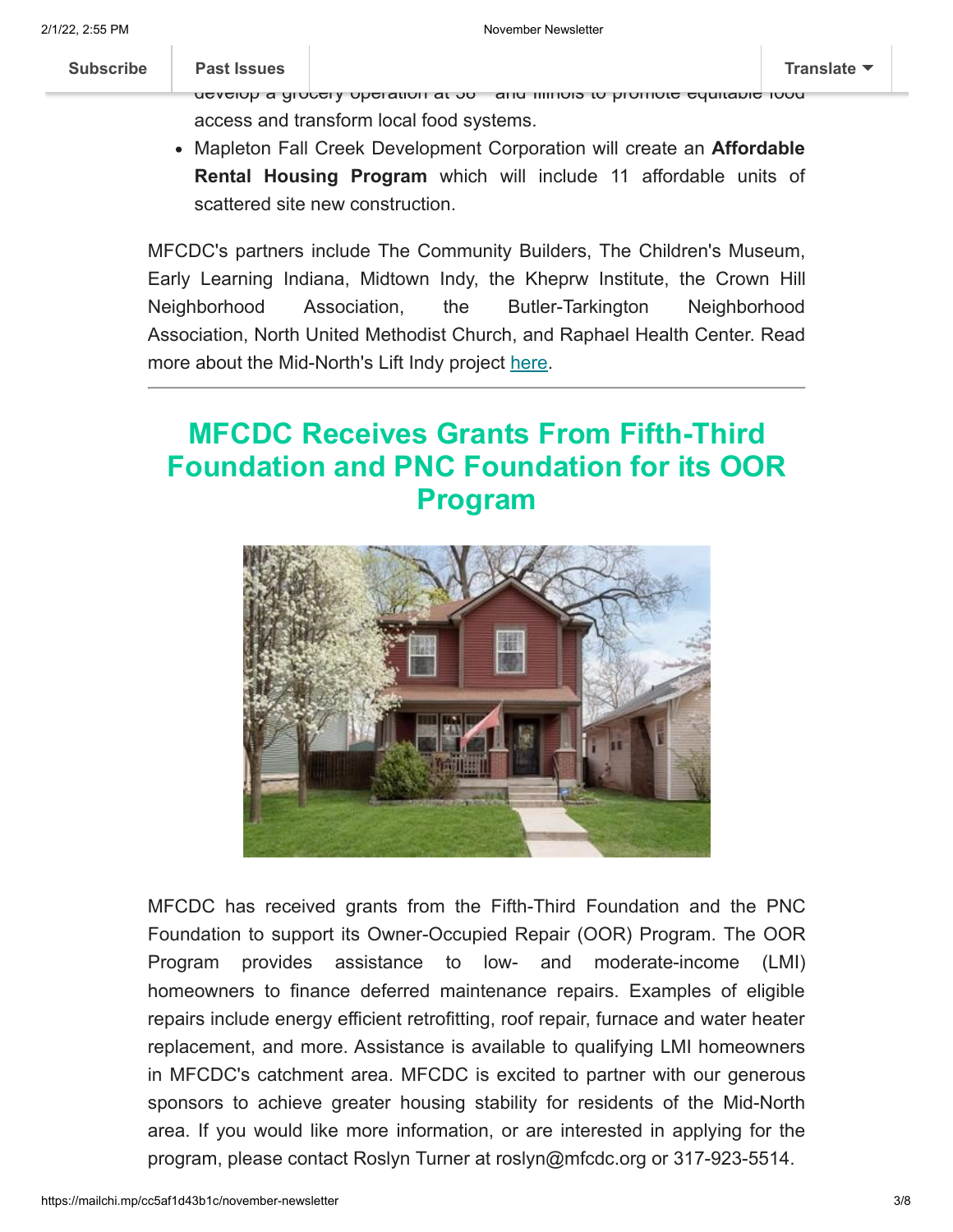develop a grocery operation at 38th and Illinois to promote equitable food access and transform local food systems.

- Mapleton Fall Creek Development Corporation will create an **Affordable Rental Housing Program** which will include 11 affordable units of scattered site new construction.

MFCDC's partners include The Community Builders, The Children's Museum, Early Learning Indiana, Midtown Indy, the Kheprw Institute, the Crown Hill Neighborhood Association, the Butler-Tarkington Neighborhood Association, North United Methodist Church, and Raphael Health Center. Read more about the Mid-North's Lift Indy project here.

---

## MFCDC Receives Grants From Fifth-Third Foundation and PNC Foundation for its OOR Program

MFCDC has received grants from the Fifth-Third Foundation and the PNC Foundation to support its Owner-Occupied Repair (OOR) Program. The OOR Program provides assistance to low- and moderate-income (LMI) homeowners to finance deferred maintenance repairs. Examples of eligible repairs include energy efficient retrofitting, roof repair, furnace and water heater replacement, and more. Assistance is available to qualifying LMI homeowners in MFCDC's catchment area. MFCDC is excited to partner with our generous sponsors to achieve greater housing stability for residents of the Mid-North area. If you would like more information, or are interested in applying for the program, please contact Roslyn Turner at roslyn@mfcdc.org or 317-923-5514.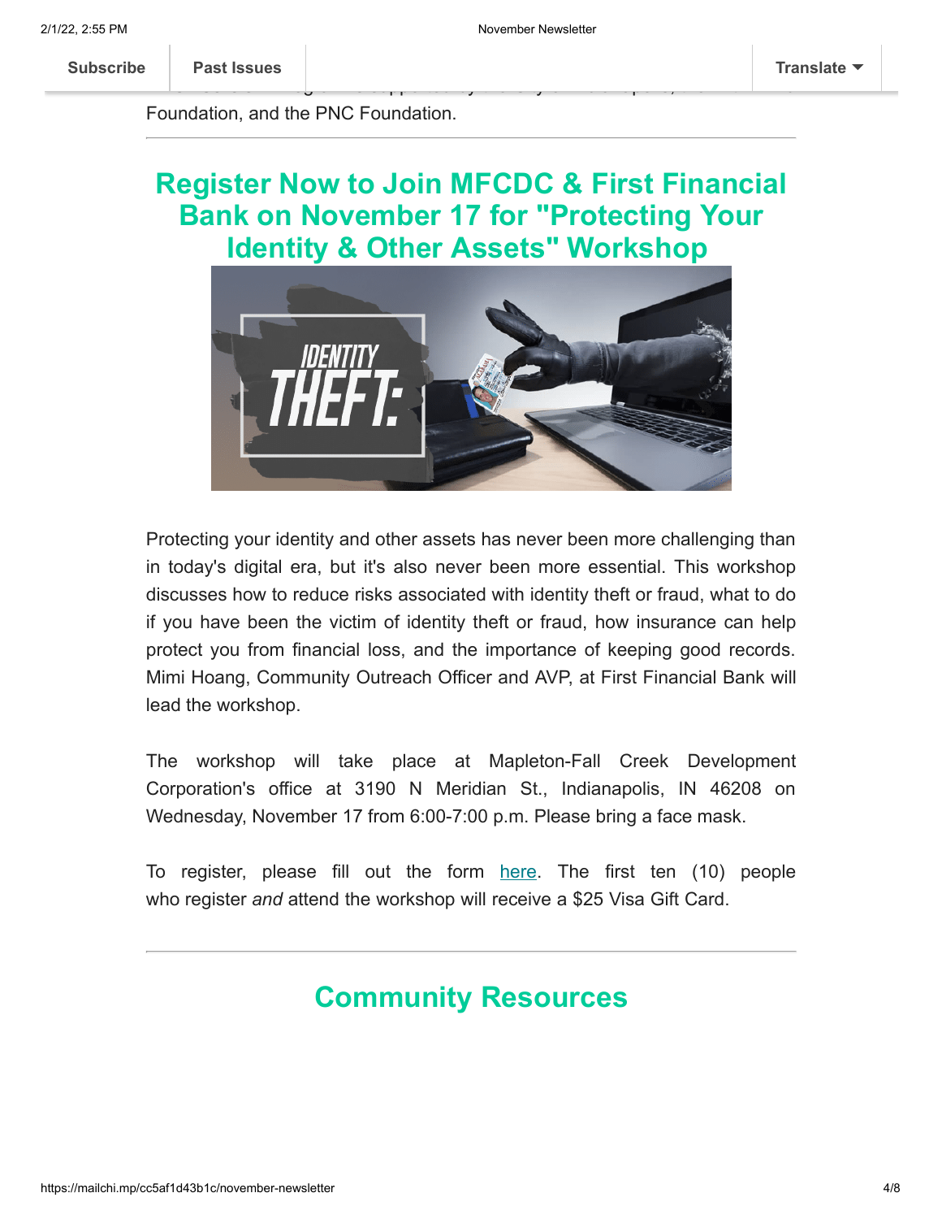Foundation, and the PNC Foundation.

---

## Register Now to Join MFCDC & First Financial Bank on November 17 for "Protecting Your Identity & Other Assets" Workshop

Protecting your identity and other assets has never been more challenging than in today's digital era, but it's also never been more essential. This workshop discusses how to reduce risks associated with identity theft or fraud, what to do if you have been the victim of identity theft or fraud, how insurance can help protect you from financial loss, and the importance of keeping good records. Mimi Hoang, Community Outreach Officer and AVP, at First Financial Bank will lead the workshop.

The workshop will take place at Mapleton-Fall Creek Development Corporation's office at 3190 N Meridian St., Indianapolis, IN 46208 on Wednesday, November 17 from 6:00-7:00 p.m. Please bring a face mask.

To register, please fill out the form here. The first ten (10) people who register *and* attend the workshop will receive a $25 Visa Gift Card.

---

## Community Resources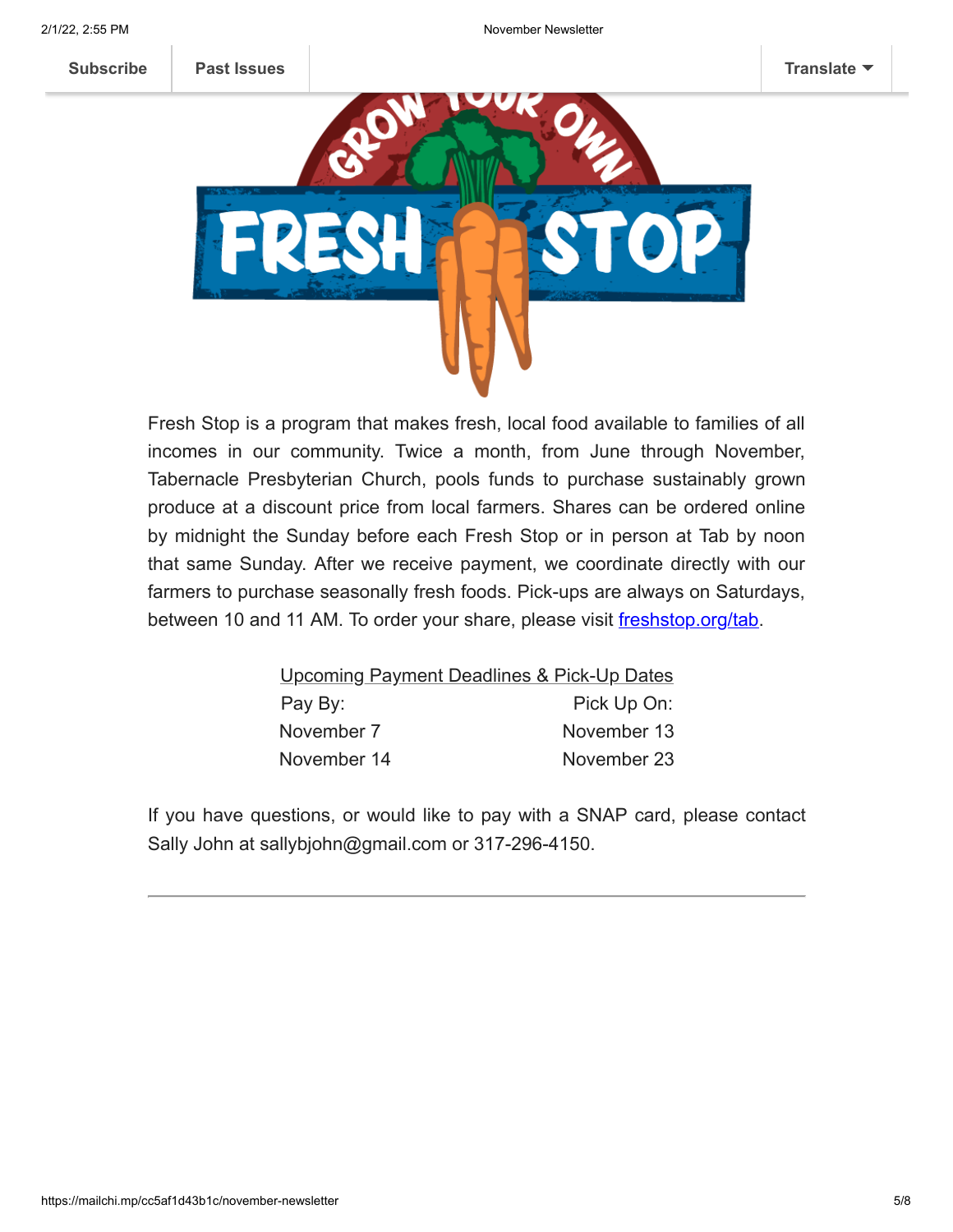Fresh Stop is a program that makes fresh, local food available to families of all incomes in our community. Twice a month, from June through November, Tabernacle Presbyterian Church, pools funds to purchase sustainably grown produce at a discount price from local farmers. Shares can be ordered online by midnight the Sunday before each Fresh Stop or in person at Tab by noon that same Sunday. After we receive payment, we coordinate directly with our farmers to purchase seasonally fresh foods. Pick-ups are always on Saturdays, between 10 and 11 AM. To order your share, please visit [freshstop.org/tab](freshstop.org/tab).

Upcoming Payment Deadlines & Pick-Up Dates

| Pay By: | Pick Up On: |
| --- | --- |
| November 7 | November 13 |
| November 14 | November 23 |

If you have questions, or would like to pay with a SNAP card, please contact Sally John at sallybjohn@gmail.com or 317-296-4150.

---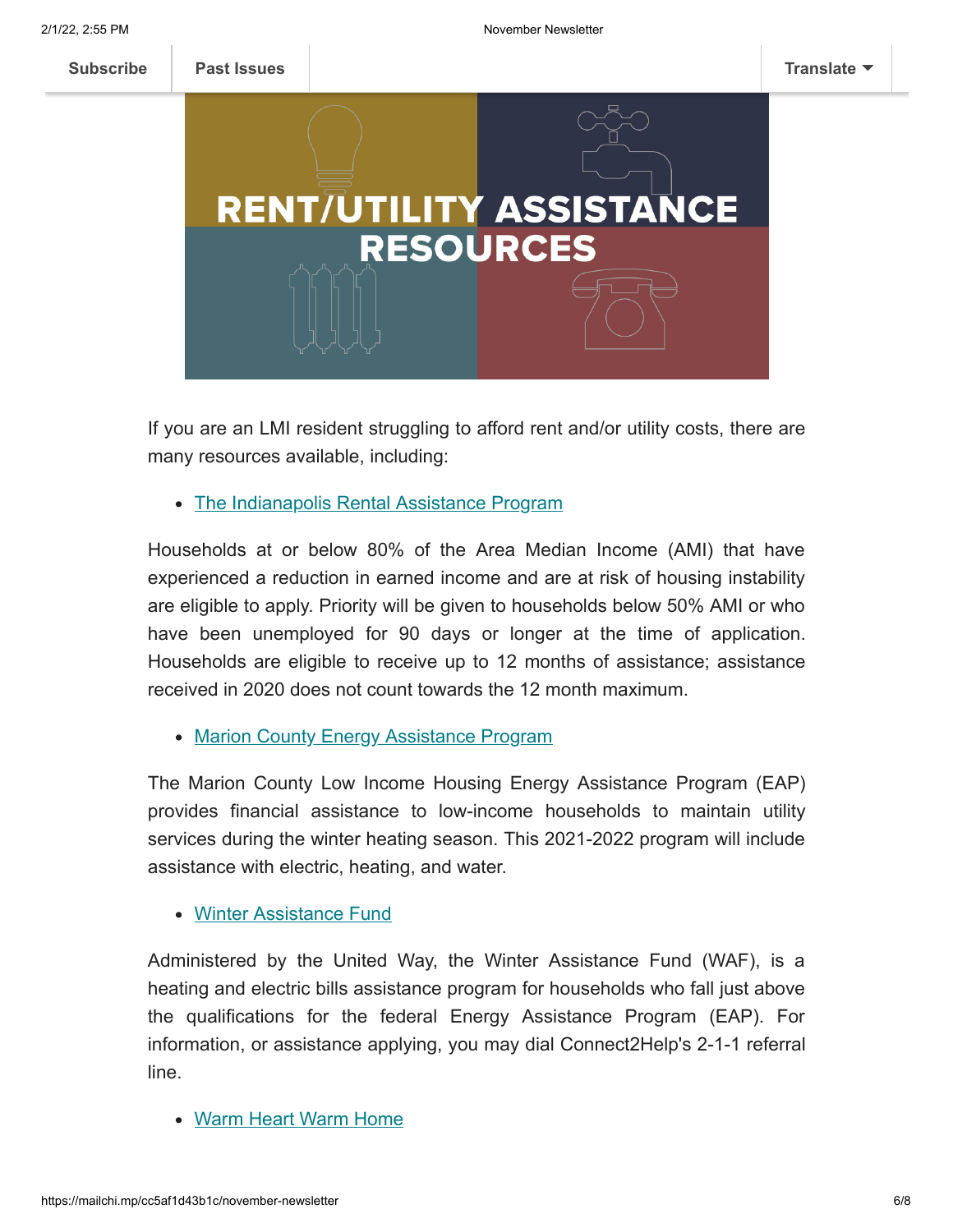Subscribe | Past Issues | Translate

# RENT/UTILITY ASSISTANCE RESOURCES

If you are an LMI resident struggling to afford rent and/or utility costs, there are many resources available, including:

- The Indianapolis Rental Assistance Program

Households at or below 80% of the Area Median Income (AMI) that have experienced a reduction in earned income and are at risk of housing instability are eligible to apply. Priority will be given to households below 50% AMI or who have been unemployed for 90 days or longer at the time of application. Households are eligible to receive up to 12 months of assistance; assistance received in 2020 does not count towards the 12 month maximum.

- Marion County Energy Assistance Program

The Marion County Low Income Housing Energy Assistance Program (EAP) provides financial assistance to low-income households to maintain utility services during the winter heating season. This 2021-2022 program will include assistance with electric, heating, and water.

- Winter Assistance Fund

Administered by the United Way, the Winter Assistance Fund (WAF), is a heating and electric bills assistance program for households who fall just above the qualifications for the federal Energy Assistance Program (EAP). For information, or assistance applying, you may dial Connect2Help's 2-1-1 referral line.

- Warm Heart Warm Home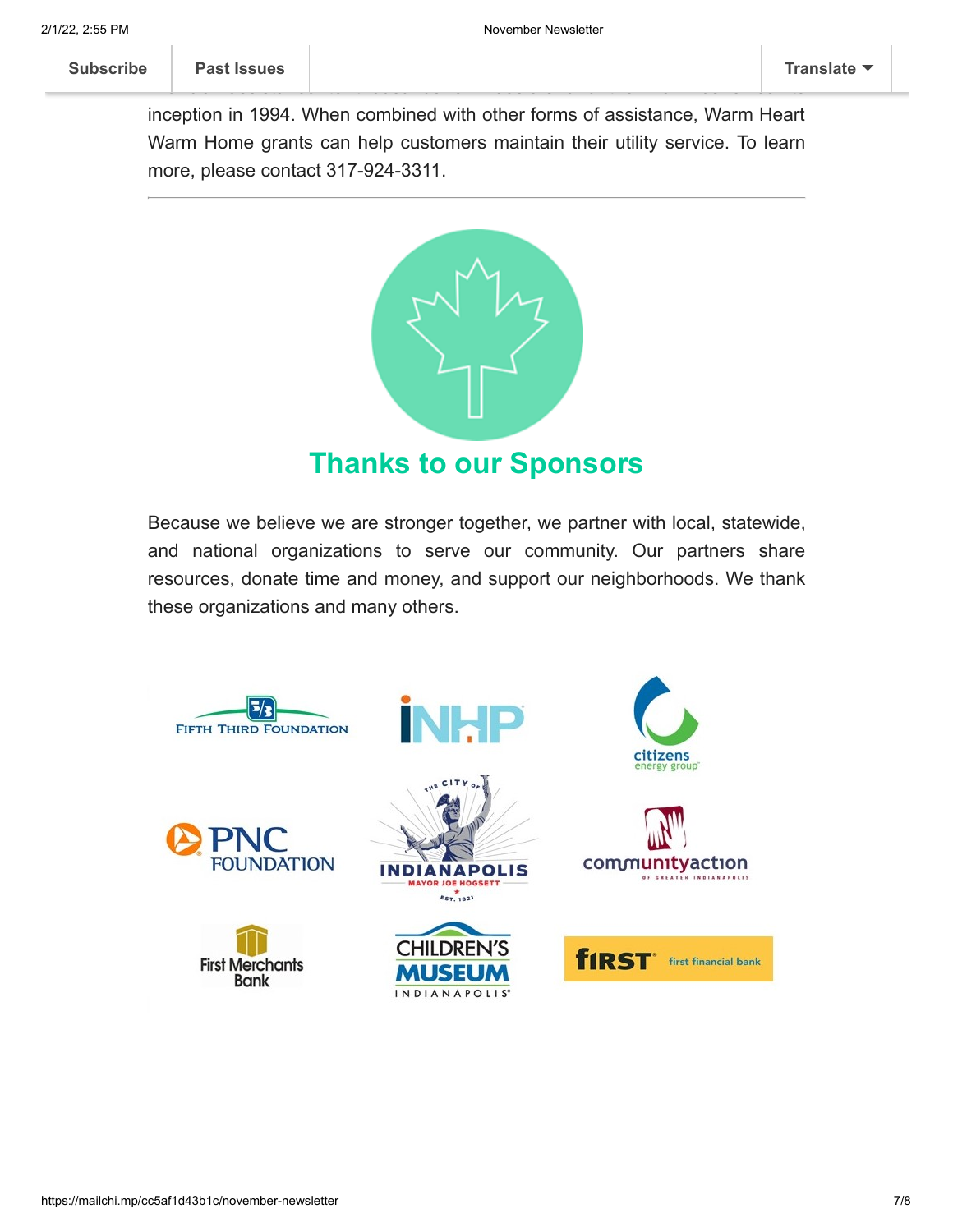inception in 1994. When combined with other forms of assistance, Warm Heart Warm Home grants can help customers maintain their utility service. To learn more, please contact 317-924-3311.

---

## Thanks to our Sponsors

Because we believe we are stronger together, we partner with local, statewide, and national organizations to serve our community. Our partners share resources, donate time and money, and support our neighborhoods. We thank these organizations and many others.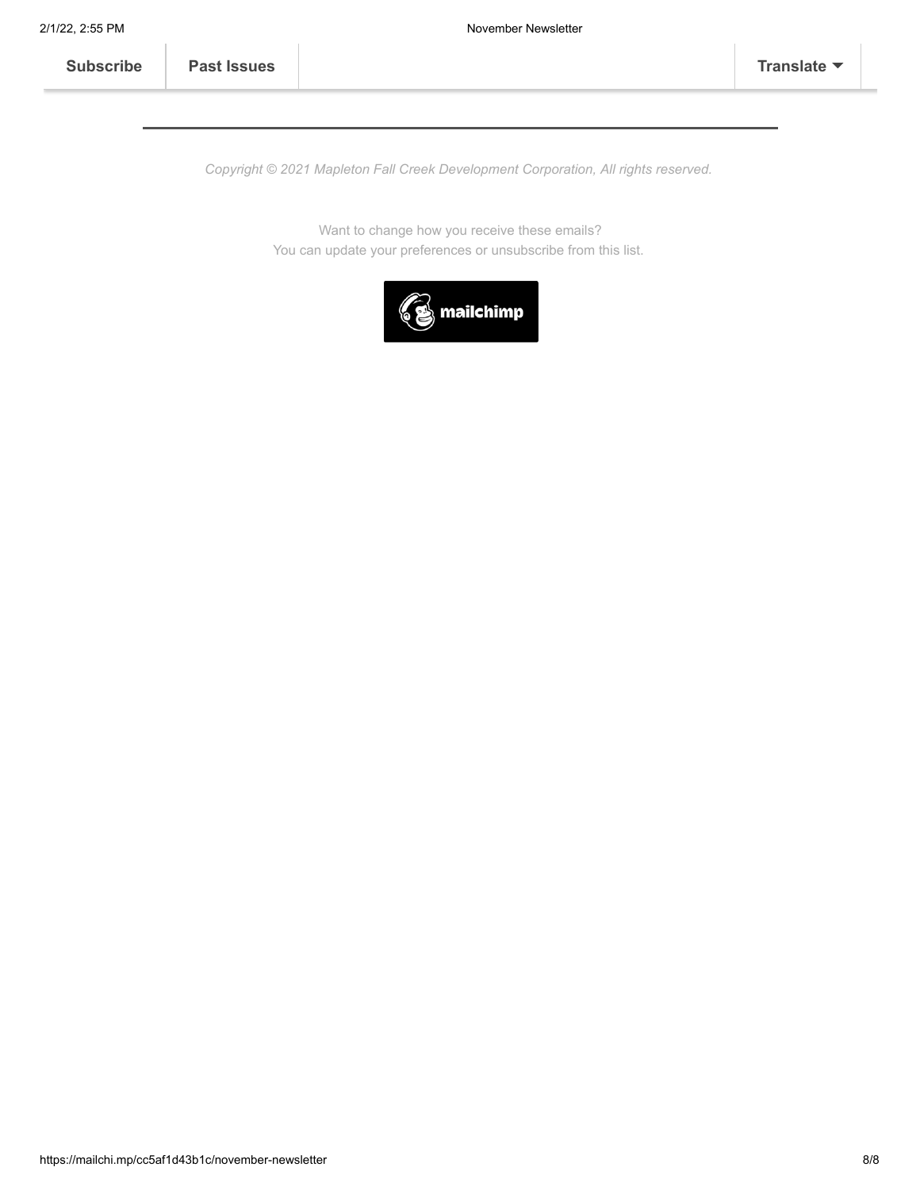Subscribe | Past Issues | Translate

---

*Copyright © 2021 Mapleton Fall Creek Development Corporation, All rights reserved.*

Want to change how you receive these emails?
You can update your preferences or unsubscribe from this list.

mailchimp